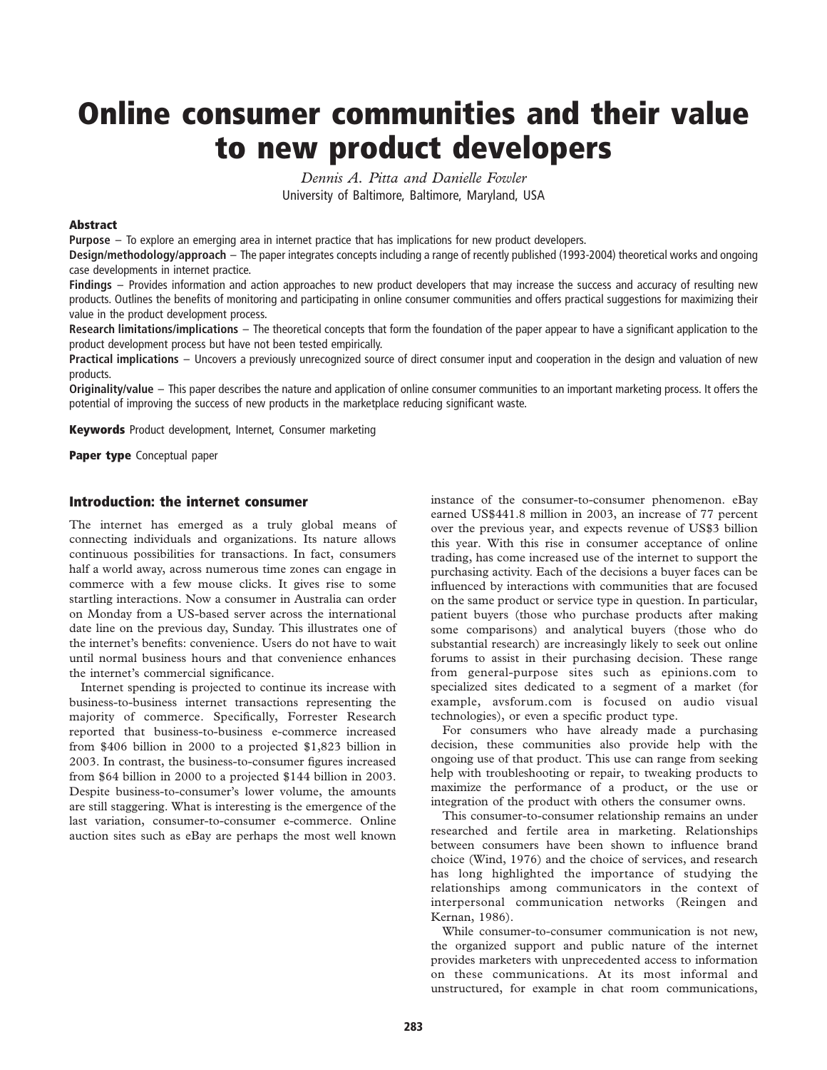# Online consumer communities and their value to new product developers

*Dennis A. Pitta and Danielle Fowler*
University of Baltimore, Baltimore, Maryland, USA

## Abstract

**Purpose** – To explore an emerging area in internet practice that has implications for new product developers.

**Design/methodology/approach** – The paper integrates concepts including a range of recently published (1993-2004) theoretical works and ongoing case developments in internet practice.

**Findings** – Provides information and action approaches to new product developers that may increase the success and accuracy of resulting new products. Outlines the benefits of monitoring and participating in online consumer communities and offers practical suggestions for maximizing their value in the product development process.

**Research limitations/implications** – The theoretical concepts that form the foundation of the paper appear to have a significant application to the product development process but have not been tested empirically.

**Practical implications** – Uncovers a previously unrecognized source of direct consumer input and cooperation in the design and valuation of new products.

**Originality/value** – This paper describes the nature and application of online consumer communities to an important marketing process. It offers the potential of improving the success of new products in the marketplace reducing significant waste.

**Keywords** Product development, Internet, Consumer marketing

**Paper type** Conceptual paper

## Introduction: the internet consumer

The internet has emerged as a truly global means of connecting individuals and organizations. Its nature allows continuous possibilities for transactions. In fact, consumers half a world away, across numerous time zones can engage in commerce with a few mouse clicks. It gives rise to some startling interactions. Now a consumer in Australia can order on Monday from a US-based server across the international date line on the previous day, Sunday. This illustrates one of the internet's benefits: convenience. Users do not have to wait until normal business hours and that convenience enhances the internet's commercial significance.

Internet spending is projected to continue its increase with business-to-business internet transactions representing the majority of commerce. Specifically, Forrester Research reported that business-to-business e-commerce increased from $406 billion in 2000 to a projected $1,823 billion in 2003. In contrast, the business-to-consumer figures increased from $64 billion in 2000 to a projected $144 billion in 2003. Despite business-to-consumer's lower volume, the amounts are still staggering. What is interesting is the emergence of the last variation, consumer-to-consumer e-commerce. Online auction sites such as eBay are perhaps the most well known instance of the consumer-to-consumer phenomenon. eBay earned US$441.8 million in 2003, an increase of 77 percent over the previous year, and expects revenue of US$3 billion this year. With this rise in consumer acceptance of online trading, has come increased use of the internet to support the purchasing activity. Each of the decisions a buyer faces can be influenced by interactions with communities that are focused on the same product or service type in question. In particular, patient buyers (those who purchase products after making some comparisons) and analytical buyers (those who do substantial research) are increasingly likely to seek out online forums to assist in their purchasing decision. These range from general-purpose sites such as epinions.com to specialized sites dedicated to a segment of a market (for example, avsforum.com is focused on audio visual technologies), or even a specific product type.

For consumers who have already made a purchasing decision, these communities also provide help with the ongoing use of that product. This use can range from seeking help with troubleshooting or repair, to tweaking products to maximize the performance of a product, or the use or integration of the product with others the consumer owns.

This consumer-to-consumer relationship remains an under researched and fertile area in marketing. Relationships between consumers have been shown to influence brand choice (Wind, 1976) and the choice of services, and research has long highlighted the importance of studying the relationships among communicators in the context of interpersonal communication networks (Reingen and Kernan, 1986).

While consumer-to-consumer communication is not new, the organized support and public nature of the internet provides marketers with unprecedented access to information on these communications. At its most informal and unstructured, for example in chat room communications,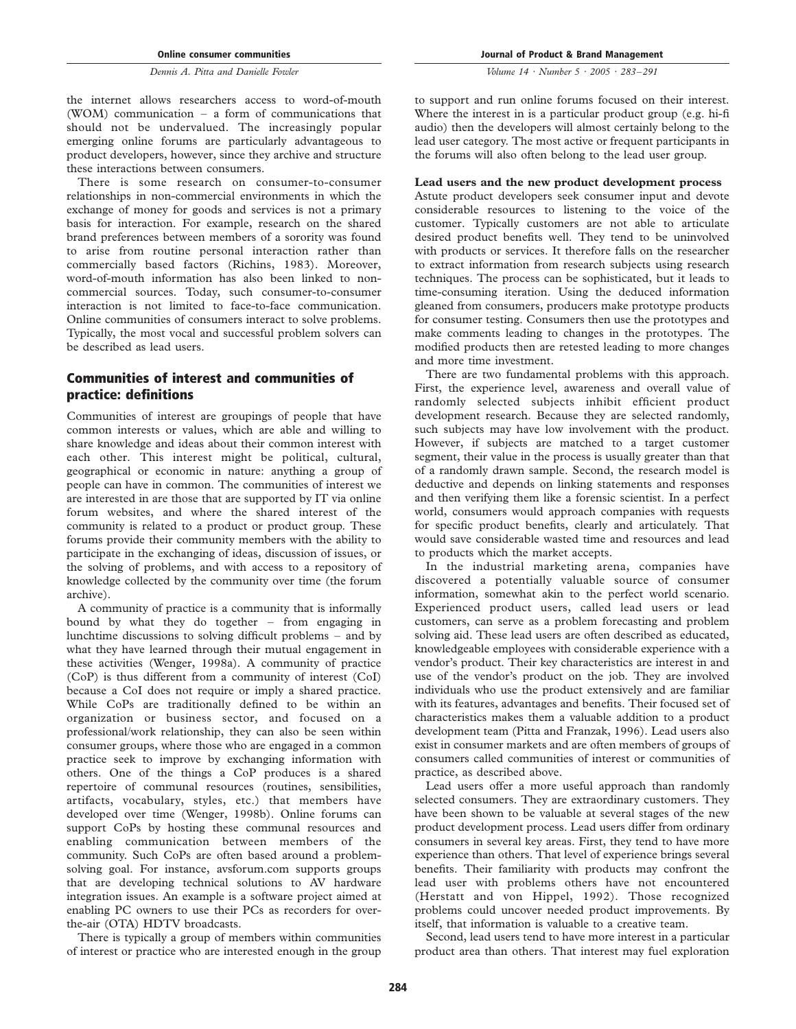the internet allows researchers access to word-of-mouth (WOM) communication – a form of communications that should not be undervalued. The increasingly popular emerging online forums are particularly advantageous to product developers, however, since they archive and structure these interactions between consumers.

There is some research on consumer-to-consumer relationships in non-commercial environments in which the exchange of money for goods and services is not a primary basis for interaction. For example, research on the shared brand preferences between members of a sorority was found to arise from routine personal interaction rather than commercially based factors (Richins, 1983). Moreover, word-of-mouth information has also been linked to non-commercial sources. Today, such consumer-to-consumer interaction is not limited to face-to-face communication. Online communities of consumers interact to solve problems. Typically, the most vocal and successful problem solvers can be described as lead users.

## Communities of interest and communities of practice: definitions

Communities of interest are groupings of people that have common interests or values, which are able and willing to share knowledge and ideas about their common interest with each other. This interest might be political, cultural, geographical or economic in nature: anything a group of people can have in common. The communities of interest we are interested in are those that are supported by IT via online forum websites, and where the shared interest of the community is related to a product or product group. These forums provide their community members with the ability to participate in the exchanging of ideas, discussion of issues, or the solving of problems, and with access to a repository of knowledge collected by the community over time (the forum archive).

A community of practice is a community that is informally bound by what they do together – from engaging in lunchtime discussions to solving difficult problems – and by what they have learned through their mutual engagement in these activities (Wenger, 1998a). A community of practice (CoP) is thus different from a community of interest (CoI) because a CoI does not require or imply a shared practice. While CoPs are traditionally defined to be within an organization or business sector, and focused on a professional/work relationship, they can also be seen within consumer groups, where those who are engaged in a common practice seek to improve by exchanging information with others. One of the things a CoP produces is a shared repertoire of communal resources (routines, sensibilities, artifacts, vocabulary, styles, etc.) that members have developed over time (Wenger, 1998b). Online forums can support CoPs by hosting these communal resources and enabling communication between members of the community. Such CoPs are often based around a problem-solving goal. For instance, avsforum.com supports groups that are developing technical solutions to AV hardware integration issues. An example is a software project aimed at enabling PC owners to use their PCs as recorders for over-the-air (OTA) HDTV broadcasts.

There is typically a group of members within communities of interest or practice who are interested enough in the group to support and run online forums focused on their interest. Where the interest in is a particular product group (e.g. hi-fi audio) then the developers will almost certainly belong to the lead user category. The most active or frequent participants in the forums will also often belong to the lead user group.

**Lead users and the new product development process**

Astute product developers seek consumer input and devote considerable resources to listening to the voice of the customer. Typically customers are not able to articulate desired product benefits well. They tend to be uninvolved with products or services. It therefore falls on the researcher to extract information from research subjects using research techniques. The process can be sophisticated, but it leads to time-consuming iteration. Using the deduced information gleaned from consumers, producers make prototype products for consumer testing. Consumers then use the prototypes and make comments leading to changes in the prototypes. The modified products then are retested leading to more changes and more time investment.

There are two fundamental problems with this approach. First, the experience level, awareness and overall value of randomly selected subjects inhibit efficient product development research. Because they are selected randomly, such subjects may have low involvement with the product. However, if subjects are matched to a target customer segment, their value in the process is usually greater than that of a randomly drawn sample. Second, the research model is deductive and depends on linking statements and responses and then verifying them like a forensic scientist. In a perfect world, consumers would approach companies with requests for specific product benefits, clearly and articulately. That would save considerable wasted time and resources and lead to products which the market accepts.

In the industrial marketing arena, companies have discovered a potentially valuable source of consumer information, somewhat akin to the perfect world scenario. Experienced product users, called lead users or lead customers, can serve as a problem forecasting and problem solving aid. These lead users are often described as educated, knowledgeable employees with considerable experience with a vendor's product. Their key characteristics are interest in and use of the vendor's product on the job. They are involved individuals who use the product extensively and are familiar with its features, advantages and benefits. Their focused set of characteristics makes them a valuable addition to a product development team (Pitta and Franzak, 1996). Lead users also exist in consumer markets and are often members of groups of consumers called communities of interest or communities of practice, as described above.

Lead users offer a more useful approach than randomly selected consumers. They are extraordinary customers. They have been shown to be valuable at several stages of the new product development process. Lead users differ from ordinary consumers in several key areas. First, they tend to have more experience than others. That level of experience brings several benefits. Their familiarity with products may confront the lead user with problems others have not encountered (Herstatt and von Hippel, 1992). Those recognized problems could uncover needed product improvements. By itself, that information is valuable to a creative team.

Second, lead users tend to have more interest in a particular product area than others. That interest may fuel exploration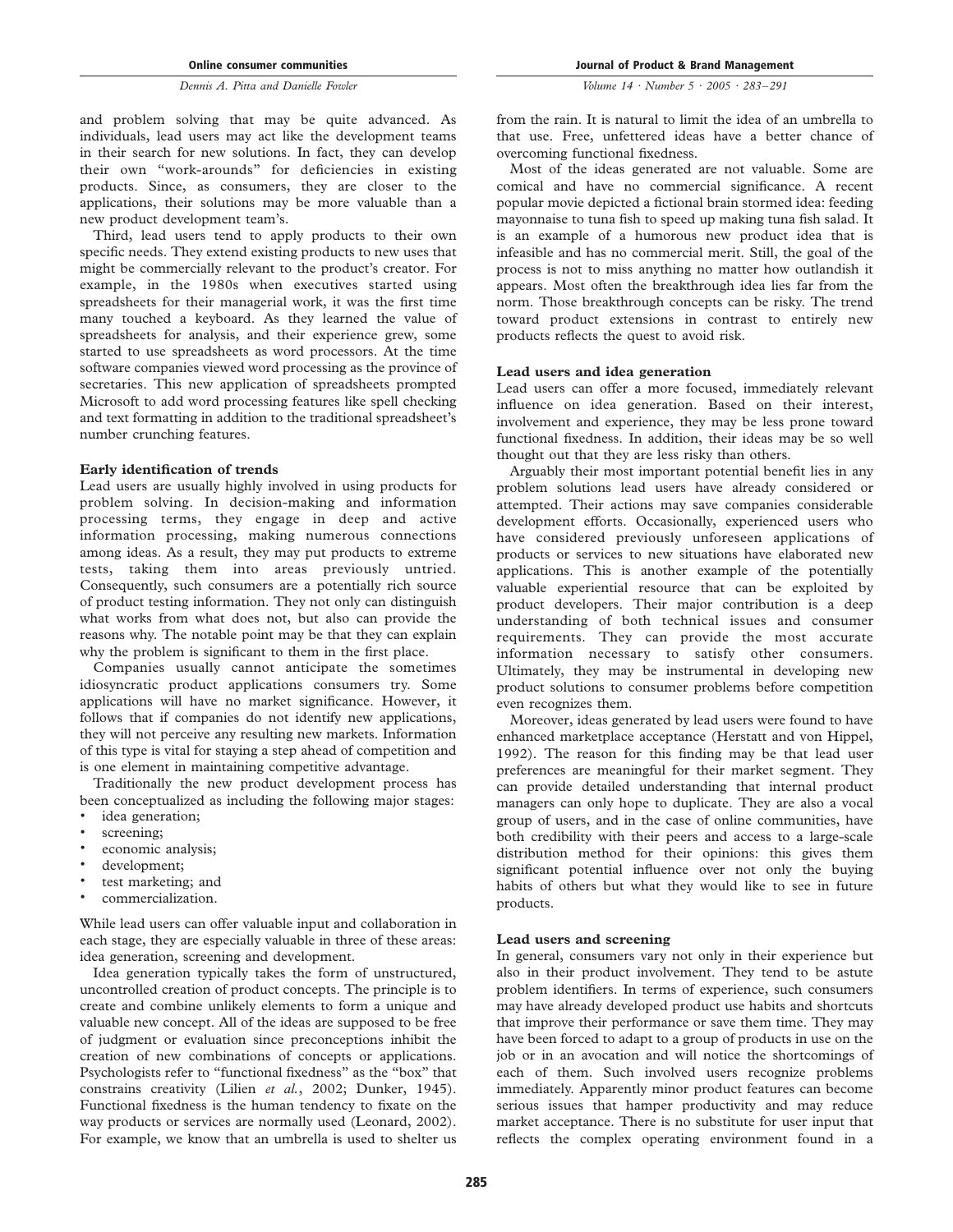and problem solving that may be quite advanced. As individuals, lead users may act like the development teams in their search for new solutions. In fact, they can develop their own "work-arounds" for deficiencies in existing products. Since, as consumers, they are closer to the applications, their solutions may be more valuable than a new product development team's.

Third, lead users tend to apply products to their own specific needs. They extend existing products to new uses that might be commercially relevant to the product's creator. For example, in the 1980s when executives started using spreadsheets for their managerial work, it was the first time many touched a keyboard. As they learned the value of spreadsheets for analysis, and their experience grew, some started to use spreadsheets as word processors. At the time software companies viewed word processing as the province of secretaries. This new application of spreadsheets prompted Microsoft to add word processing features like spell checking and text formatting in addition to the traditional spreadsheet's number crunching features.

### Early identification of trends

Lead users are usually highly involved in using products for problem solving. In decision-making and information processing terms, they engage in deep and active information processing, making numerous connections among ideas. As a result, they may put products to extreme tests, taking them into areas previously untried. Consequently, such consumers are a potentially rich source of product testing information. They not only can distinguish what works from what does not, but also can provide the reasons why. The notable point may be that they can explain why the problem is significant to them in the first place.

Companies usually cannot anticipate the sometimes idiosyncratic product applications consumers try. Some applications will have no market significance. However, it follows that if companies do not identify new applications, they will not perceive any resulting new markets. Information of this type is vital for staying a step ahead of competition and is one element in maintaining competitive advantage.

Traditionally the new product development process has been conceptualized as including the following major stages:

- idea generation;
- screening;
- economic analysis;
- development;
- test marketing; and
- commercialization.

While lead users can offer valuable input and collaboration in each stage, they are especially valuable in three of these areas: idea generation, screening and development.

Idea generation typically takes the form of unstructured, uncontrolled creation of product concepts. The principle is to create and combine unlikely elements to form a unique and valuable new concept. All of the ideas are supposed to be free of judgment or evaluation since preconceptions inhibit the creation of new combinations of concepts or applications. Psychologists refer to "functional fixedness" as the "box" that constrains creativity (Lilien *et al.*, 2002; Dunker, 1945). Functional fixedness is the human tendency to fixate on the way products or services are normally used (Leonard, 2002). For example, we know that an umbrella is used to shelter us from the rain. It is natural to limit the idea of an umbrella to that use. Free, unfettered ideas have a better chance of overcoming functional fixedness.

Most of the ideas generated are not valuable. Some are comical and have no commercial significance. A recent popular movie depicted a fictional brain stormed idea: feeding mayonnaise to tuna fish to speed up making tuna fish salad. It is an example of a humorous new product idea that is infeasible and has no commercial merit. Still, the goal of the process is not to miss anything no matter how outlandish it appears. Most often the breakthrough idea lies far from the norm. Those breakthrough concepts can be risky. The trend toward product extensions in contrast to entirely new products reflects the quest to avoid risk.

### Lead users and idea generation

Lead users can offer a more focused, immediately relevant influence on idea generation. Based on their interest, involvement and experience, they may be less prone toward functional fixedness. In addition, their ideas may be so well thought out that they are less risky than others.

Arguably their most important potential benefit lies in any problem solutions lead users have already considered or attempted. Their actions may save companies considerable development efforts. Occasionally, experienced users who have considered previously unforeseen applications of products or services to new situations have elaborated new applications. This is another example of the potentially valuable experiential resource that can be exploited by product developers. Their major contribution is a deep understanding of both technical issues and consumer requirements. They can provide the most accurate information necessary to satisfy other consumers. Ultimately, they may be instrumental in developing new product solutions to consumer problems before competition even recognizes them.

Moreover, ideas generated by lead users were found to have enhanced marketplace acceptance (Herstatt and von Hippel, 1992). The reason for this finding may be that lead user preferences are meaningful for their market segment. They can provide detailed understanding that internal product managers can only hope to duplicate. They are also a vocal group of users, and in the case of online communities, have both credibility with their peers and access to a large-scale distribution method for their opinions: this gives them significant potential influence over not only the buying habits of others but what they would like to see in future products.

### Lead users and screening

In general, consumers vary not only in their experience but also in their product involvement. They tend to be astute problem identifiers. In terms of experience, such consumers may have already developed product use habits and shortcuts that improve their performance or save them time. They may have been forced to adapt to a group of products in use on the job or in an avocation and will notice the shortcomings of each of them. Such involved users recognize problems immediately. Apparently minor product features can become serious issues that hamper productivity and may reduce market acceptance. There is no substitute for user input that reflects the complex operating environment found in a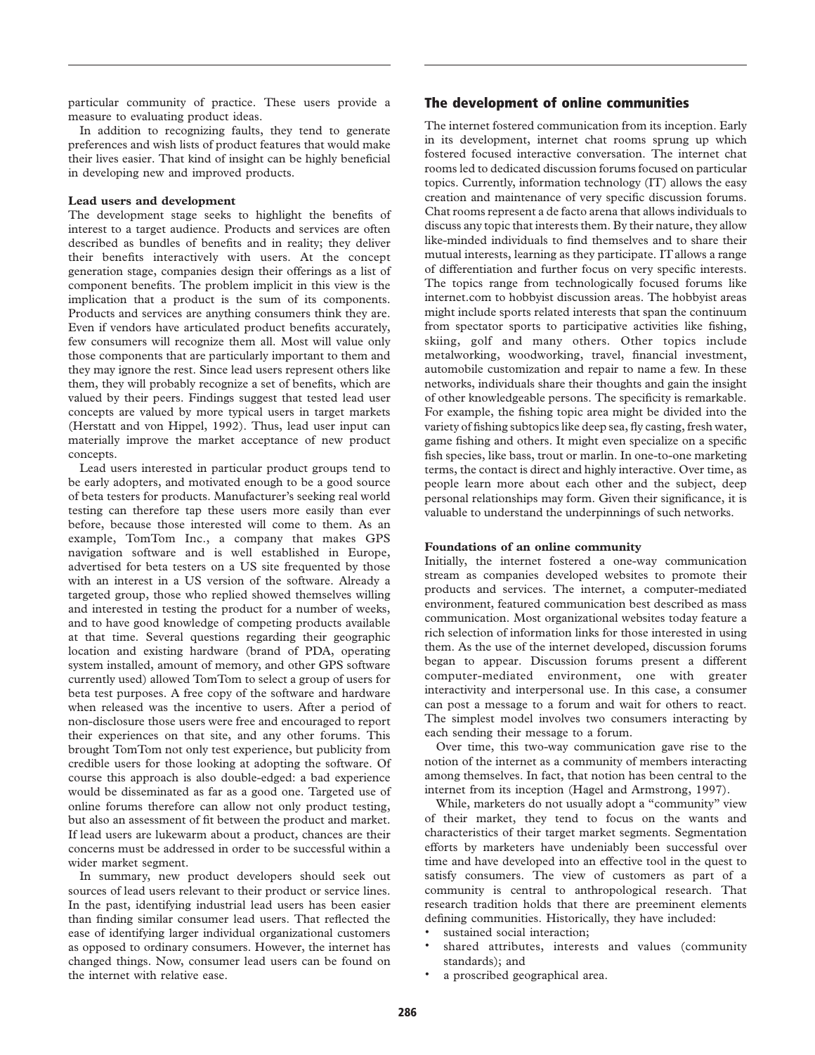particular community of practice. These users provide a measure to evaluating product ideas.

In addition to recognizing faults, they tend to generate preferences and wish lists of product features that would make their lives easier. That kind of insight can be highly beneficial in developing new and improved products.

**Lead users and development**

The development stage seeks to highlight the benefits of interest to a target audience. Products and services are often described as bundles of benefits and in reality; they deliver their benefits interactively with users. At the concept generation stage, companies design their offerings as a list of component benefits. The problem implicit in this view is the implication that a product is the sum of its components. Products and services are anything consumers think they are. Even if vendors have articulated product benefits accurately, few consumers will recognize them all. Most will value only those components that are particularly important to them and they may ignore the rest. Since lead users represent others like them, they will probably recognize a set of benefits, which are valued by their peers. Findings suggest that tested lead user concepts are valued by more typical users in target markets (Herstatt and von Hippel, 1992). Thus, lead user input can materially improve the market acceptance of new product concepts.

Lead users interested in particular product groups tend to be early adopters, and motivated enough to be a good source of beta testers for products. Manufacturer's seeking real world testing can therefore tap these users more easily than ever before, because those interested will come to them. As an example, TomTom Inc., a company that makes GPS navigation software and is well established in Europe, advertised for beta testers on a US site frequented by those with an interest in a US version of the software. Already a targeted group, those who replied showed themselves willing and interested in testing the product for a number of weeks, and to have good knowledge of competing products available at that time. Several questions regarding their geographic location and existing hardware (brand of PDA, operating system installed, amount of memory, and other GPS software currently used) allowed TomTom to select a group of users for beta test purposes. A free copy of the software and hardware when released was the incentive to users. After a period of non-disclosure those users were free and encouraged to report their experiences on that site, and any other forums. This brought TomTom not only test experience, but publicity from credible users for those looking at adopting the software. Of course this approach is also double-edged: a bad experience would be disseminated as far as a good one. Targeted use of online forums therefore can allow not only product testing, but also an assessment of fit between the product and market. If lead users are lukewarm about a product, chances are their concerns must be addressed in order to be successful within a wider market segment.

In summary, new product developers should seek out sources of lead users relevant to their product or service lines. In the past, identifying industrial lead users has been easier than finding similar consumer lead users. That reflected the ease of identifying larger individual organizational customers as opposed to ordinary consumers. However, the internet has changed things. Now, consumer lead users can be found on the internet with relative ease.

## The development of online communities

The internet fostered communication from its inception. Early in its development, internet chat rooms sprung up which fostered focused interactive conversation. The internet chat rooms led to dedicated discussion forums focused on particular topics. Currently, information technology (IT) allows the easy creation and maintenance of very specific discussion forums. Chat rooms represent a de facto arena that allows individuals to discuss any topic that interests them. By their nature, they allow like-minded individuals to find themselves and to share their mutual interests, learning as they participate. IT allows a range of differentiation and further focus on very specific interests. The topics range from technologically focused forums like internet.com to hobbyist discussion areas. The hobbyist areas might include sports related interests that span the continuum from spectator sports to participative activities like fishing, skiing, golf and many others. Other topics include metalworking, woodworking, travel, financial investment, automobile customization and repair to name a few. In these networks, individuals share their thoughts and gain the insight of other knowledgeable persons. The specificity is remarkable. For example, the fishing topic area might be divided into the variety of fishing subtopics like deep sea, fly casting, fresh water, game fishing and others. It might even specialize on a specific fish species, like bass, trout or marlin. In one-to-one marketing terms, the contact is direct and highly interactive. Over time, as people learn more about each other and the subject, deep personal relationships may form. Given their significance, it is valuable to understand the underpinnings of such networks.

**Foundations of an online community**

Initially, the internet fostered a one-way communication stream as companies developed websites to promote their products and services. The internet, a computer-mediated environment, featured communication best described as mass communication. Most organizational websites today feature a rich selection of information links for those interested in using them. As the use of the internet developed, discussion forums began to appear. Discussion forums present a different computer-mediated environment, one with greater interactivity and interpersonal use. In this case, a consumer can post a message to a forum and wait for others to react. The simplest model involves two consumers interacting by each sending their message to a forum.

Over time, this two-way communication gave rise to the notion of the internet as a community of members interacting among themselves. In fact, that notion has been central to the internet from its inception (Hagel and Armstrong, 1997).

While, marketers do not usually adopt a "community" view of their market, they tend to focus on the wants and characteristics of their target market segments. Segmentation efforts by marketers have undeniably been successful over time and have developed into an effective tool in the quest to satisfy consumers. The view of customers as part of a community is central to anthropological research. That research tradition holds that there are preeminent elements defining communities. Historically, they have included:

- sustained social interaction;
- shared attributes, interests and values (community standards); and
- a proscribed geographical area.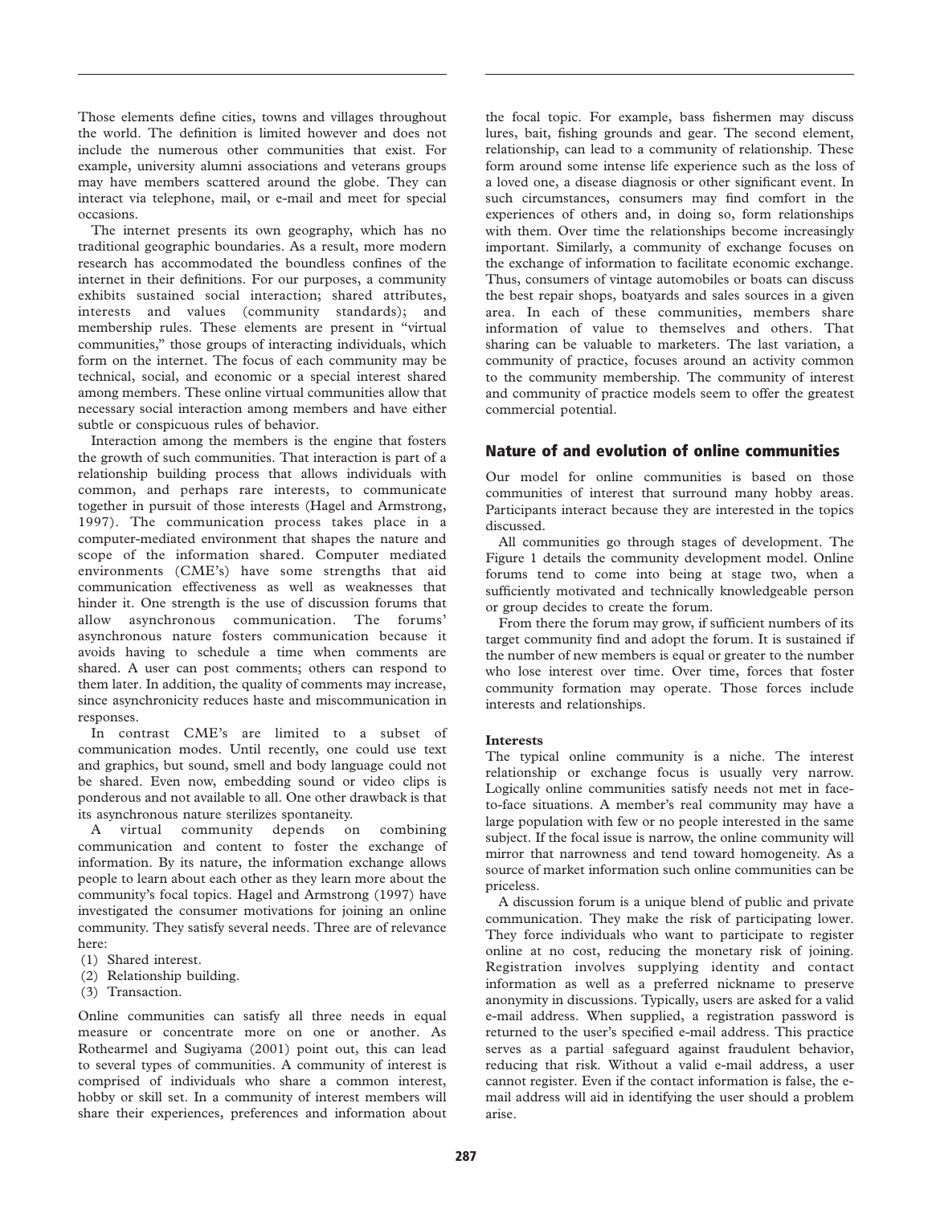Those elements define cities, towns and villages throughout the world. The definition is limited however and does not include the numerous other communities that exist. For example, university alumni associations and veterans groups may have members scattered around the globe. They can interact via telephone, mail, or e-mail and meet for special occasions.

The internet presents its own geography, which has no traditional geographic boundaries. As a result, more modern research has accommodated the boundless confines of the internet in their definitions. For our purposes, a community exhibits sustained social interaction; shared attributes, interests and values (community standards); and membership rules. These elements are present in "virtual communities," those groups of interacting individuals, which form on the internet. The focus of each community may be technical, social, and economic or a special interest shared among members. These online virtual communities allow that necessary social interaction among members and have either subtle or conspicuous rules of behavior.

Interaction among the members is the engine that fosters the growth of such communities. That interaction is part of a relationship building process that allows individuals with common, and perhaps rare interests, to communicate together in pursuit of those interests (Hagel and Armstrong, 1997). The communication process takes place in a computer-mediated environment that shapes the nature and scope of the information shared. Computer mediated environments (CME's) have some strengths that aid communication effectiveness as well as weaknesses that hinder it. One strength is the use of discussion forums that allow asynchronous communication. The forums' asynchronous nature fosters communication because it avoids having to schedule a time when comments are shared. A user can post comments; others can respond to them later. In addition, the quality of comments may increase, since asynchronicity reduces haste and miscommunication in responses.

In contrast CME's are limited to a subset of communication modes. Until recently, one could use text and graphics, but sound, smell and body language could not be shared. Even now, embedding sound or video clips is ponderous and not available to all. One other drawback is that its asynchronous nature sterilizes spontaneity.

A virtual community depends on combining communication and content to foster the exchange of information. By its nature, the information exchange allows people to learn about each other as they learn more about the community's focal topics. Hagel and Armstrong (1997) have investigated the consumer motivations for joining an online community. They satisfy several needs. Three are of relevance here:

(1) Shared interest.
(2) Relationship building.
(3) Transaction.

Online communities can satisfy all three needs in equal measure or concentrate more on one or another. As Rothearmel and Sugiyama (2001) point out, this can lead to several types of communities. A community of interest is comprised of individuals who share a common interest, hobby or skill set. In a community of interest members will share their experiences, preferences and information about the focal topic. For example, bass fishermen may discuss lures, bait, fishing grounds and gear. The second element, relationship, can lead to a community of relationship. These form around some intense life experience such as the loss of a loved one, a disease diagnosis or other significant event. In such circumstances, consumers may find comfort in the experiences of others and, in doing so, form relationships with them. Over time the relationships become increasingly important. Similarly, a community of exchange focuses on the exchange of information to facilitate economic exchange. Thus, consumers of vintage automobiles or boats can discuss the best repair shops, boatyards and sales sources in a given area. In each of these communities, members share information of value to themselves and others. That sharing can be valuable to marketers. The last variation, a community of practice, focuses around an activity common to the community membership. The community of interest and community of practice models seem to offer the greatest commercial potential.

## Nature of and evolution of online communities

Our model for online communities is based on those communities of interest that surround many hobby areas. Participants interact because they are interested in the topics discussed.

All communities go through stages of development. The Figure 1 details the community development model. Online forums tend to come into being at stage two, when a sufficiently motivated and technically knowledgeable person or group decides to create the forum.

From there the forum may grow, if sufficient numbers of its target community find and adopt the forum. It is sustained if the number of new members is equal or greater to the number who lose interest over time. Over time, forces that foster community formation may operate. Those forces include interests and relationships.

### Interests

The typical online community is a niche. The interest relationship or exchange focus is usually very narrow. Logically online communities satisfy needs not met in face-to-face situations. A member's real community may have a large population with few or no people interested in the same subject. If the focal issue is narrow, the online community will mirror that narrowness and tend toward homogeneity. As a source of market information such online communities can be priceless.

A discussion forum is a unique blend of public and private communication. They make the risk of participating lower. They force individuals who want to participate to register online at no cost, reducing the monetary risk of joining. Registration involves supplying identity and contact information as well as a preferred nickname to preserve anonymity in discussions. Typically, users are asked for a valid e-mail address. When supplied, a registration password is returned to the user's specified e-mail address. This practice serves as a partial safeguard against fraudulent behavior, reducing that risk. Without a valid e-mail address, a user cannot register. Even if the contact information is false, the e-mail address will aid in identifying the user should a problem arise.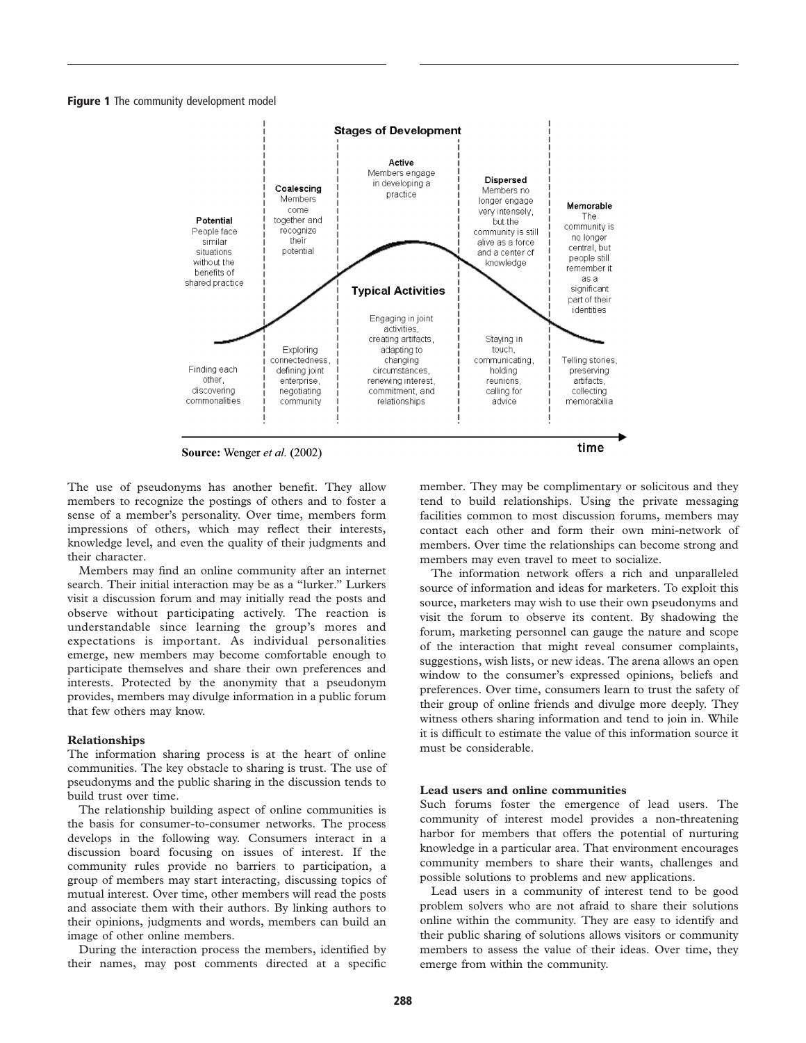**Figure 1** The community development model

**Source:** Wenger *et al.* (2002)

The use of pseudonyms has another benefit. They allow members to recognize the postings of others and to foster a sense of a member's personality. Over time, members form impressions of others, which may reflect their interests, knowledge level, and even the quality of their judgments and their character.

Members may find an online community after an internet search. Their initial interaction may be as a "lurker." Lurkers visit a discussion forum and may initially read the posts and observe without participating actively. The reaction is understandable since learning the group's mores and expectations is important. As individual personalities emerge, new members may become comfortable enough to participate themselves and share their own preferences and interests. Protected by the anonymity that a pseudonym provides, members may divulge information in a public forum that few others may know.

### Relationships

The information sharing process is at the heart of online communities. The key obstacle to sharing is trust. The use of pseudonyms and the public sharing in the discussion tends to build trust over time.

The relationship building aspect of online communities is the basis for consumer-to-consumer networks. The process develops in the following way. Consumers interact in a discussion board focusing on issues of interest. If the community rules provide no barriers to participation, a group of members may start interacting, discussing topics of mutual interest. Over time, other members will read the posts and associate them with their authors. By linking authors to their opinions, judgments and words, members can build an image of other online members.

During the interaction process the members, identified by their names, may post comments directed at a specific member. They may be complimentary or solicitous and they tend to build relationships. Using the private messaging facilities common to most discussion forums, members may contact each other and form their own mini-network of members. Over time the relationships can become strong and members may even travel to meet to socialize.

The information network offers a rich and unparalleled source of information and ideas for marketers. To exploit this source, marketers may wish to use their own pseudonyms and visit the forum to observe its content. By shadowing the forum, marketing personnel can gauge the nature and scope of the interaction that might reveal consumer complaints, suggestions, wish lists, or new ideas. The arena allows an open window to the consumer's expressed opinions, beliefs and preferences. Over time, consumers learn to trust the safety of their group of online friends and divulge more deeply. They witness others sharing information and tend to join in. While it is difficult to estimate the value of this information source it must be considerable.

### Lead users and online communities

Such forums foster the emergence of lead users. The community of interest model provides a non-threatening harbor for members that offers the potential of nurturing knowledge in a particular area. That environment encourages community members to share their wants, challenges and possible solutions to problems and new applications.

Lead users in a community of interest tend to be good problem solvers who are not afraid to share their solutions online within the community. They are easy to identify and their public sharing of solutions allows visitors or community members to assess the value of their ideas. Over time, they emerge from within the community.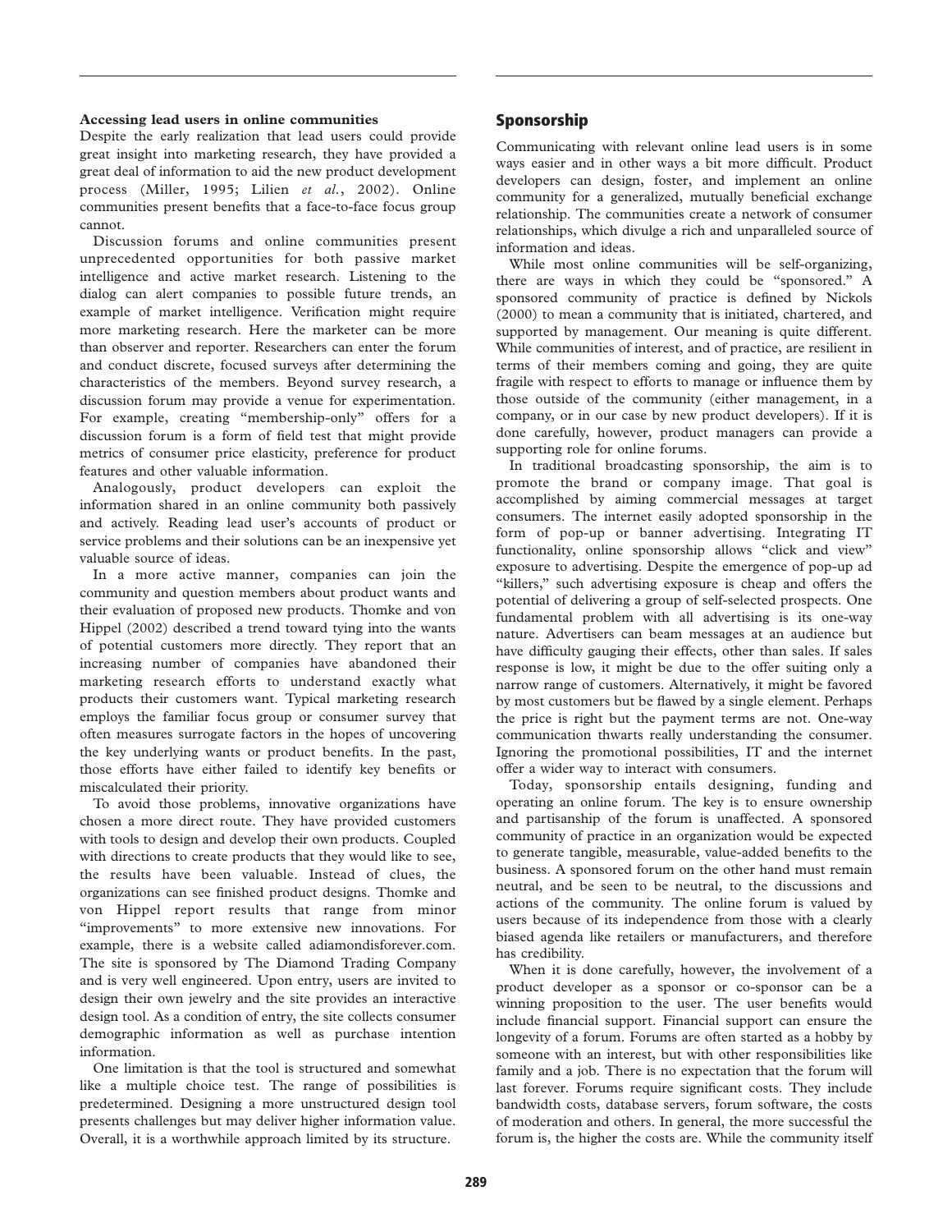**Accessing lead users in online communities**

Despite the early realization that lead users could provide great insight into marketing research, they have provided a great deal of information to aid the new product development process (Miller, 1995; Lilien *et al.*, 2002). Online communities present benefits that a face-to-face focus group cannot.

Discussion forums and online communities present unprecedented opportunities for both passive market intelligence and active market research. Listening to the dialog can alert companies to possible future trends, an example of market intelligence. Verification might require more marketing research. Here the marketer can be more than observer and reporter. Researchers can enter the forum and conduct discrete, focused surveys after determining the characteristics of the members. Beyond survey research, a discussion forum may provide a venue for experimentation. For example, creating "membership-only" offers for a discussion forum is a form of field test that might provide metrics of consumer price elasticity, preference for product features and other valuable information.

Analogously, product developers can exploit the information shared in an online community both passively and actively. Reading lead user's accounts of product or service problems and their solutions can be an inexpensive yet valuable source of ideas.

In a more active manner, companies can join the community and question members about product wants and their evaluation of proposed new products. Thomke and von Hippel (2002) described a trend toward tying into the wants of potential customers more directly. They report that an increasing number of companies have abandoned their marketing research efforts to understand exactly what products their customers want. Typical marketing research employs the familiar focus group or consumer survey that often measures surrogate factors in the hopes of uncovering the key underlying wants or product benefits. In the past, those efforts have either failed to identify key benefits or miscalculated their priority.

To avoid those problems, innovative organizations have chosen a more direct route. They have provided customers with tools to design and develop their own products. Coupled with directions to create products that they would like to see, the results have been valuable. Instead of clues, the organizations can see finished product designs. Thomke and von Hippel report results that range from minor "improvements" to more extensive new innovations. For example, there is a website called adiamondisforever.com. The site is sponsored by The Diamond Trading Company and is very well engineered. Upon entry, users are invited to design their own jewelry and the site provides an interactive design tool. As a condition of entry, the site collects consumer demographic information as well as purchase intention information.

One limitation is that the tool is structured and somewhat like a multiple choice test. The range of possibilities is predetermined. Designing a more unstructured design tool presents challenges but may deliver higher information value. Overall, it is a worthwhile approach limited by its structure.

## Sponsorship

Communicating with relevant online lead users is in some ways easier and in other ways a bit more difficult. Product developers can design, foster, and implement an online community for a generalized, mutually beneficial exchange relationship. The communities create a network of consumer relationships, which divulge a rich and unparalleled source of information and ideas.

While most online communities will be self-organizing, there are ways in which they could be "sponsored." A sponsored community of practice is defined by Nickols (2000) to mean a community that is initiated, chartered, and supported by management. Our meaning is quite different. While communities of interest, and of practice, are resilient in terms of their members coming and going, they are quite fragile with respect to efforts to manage or influence them by those outside of the community (either management, in a company, or in our case by new product developers). If it is done carefully, however, product managers can provide a supporting role for online forums.

In traditional broadcasting sponsorship, the aim is to promote the brand or company image. That goal is accomplished by aiming commercial messages at target consumers. The internet easily adopted sponsorship in the form of pop-up or banner advertising. Integrating IT functionality, online sponsorship allows "click and view" exposure to advertising. Despite the emergence of pop-up ad "killers," such advertising exposure is cheap and offers the potential of delivering a group of self-selected prospects. One fundamental problem with all advertising is its one-way nature. Advertisers can beam messages at an audience but have difficulty gauging their effects, other than sales. If sales response is low, it might be due to the offer suiting only a narrow range of customers. Alternatively, it might be favored by most customers but be flawed by a single element. Perhaps the price is right but the payment terms are not. One-way communication thwarts really understanding the consumer. Ignoring the promotional possibilities, IT and the internet offer a wider way to interact with consumers.

Today, sponsorship entails designing, funding and operating an online forum. The key is to ensure ownership and partisanship of the forum is unaffected. A sponsored community of practice in an organization would be expected to generate tangible, measurable, value-added benefits to the business. A sponsored forum on the other hand must remain neutral, and be seen to be neutral, to the discussions and actions of the community. The online forum is valued by users because of its independence from those with a clearly biased agenda like retailers or manufacturers, and therefore has credibility.

When it is done carefully, however, the involvement of a product developer as a sponsor or co-sponsor can be a winning proposition to the user. The user benefits would include financial support. Financial support can ensure the longevity of a forum. Forums are often started as a hobby by someone with an interest, but with other responsibilities like family and a job. There is no expectation that the forum will last forever. Forums require significant costs. They include bandwidth costs, database servers, forum software, the costs of moderation and others. In general, the more successful the forum is, the higher the costs are. While the community itself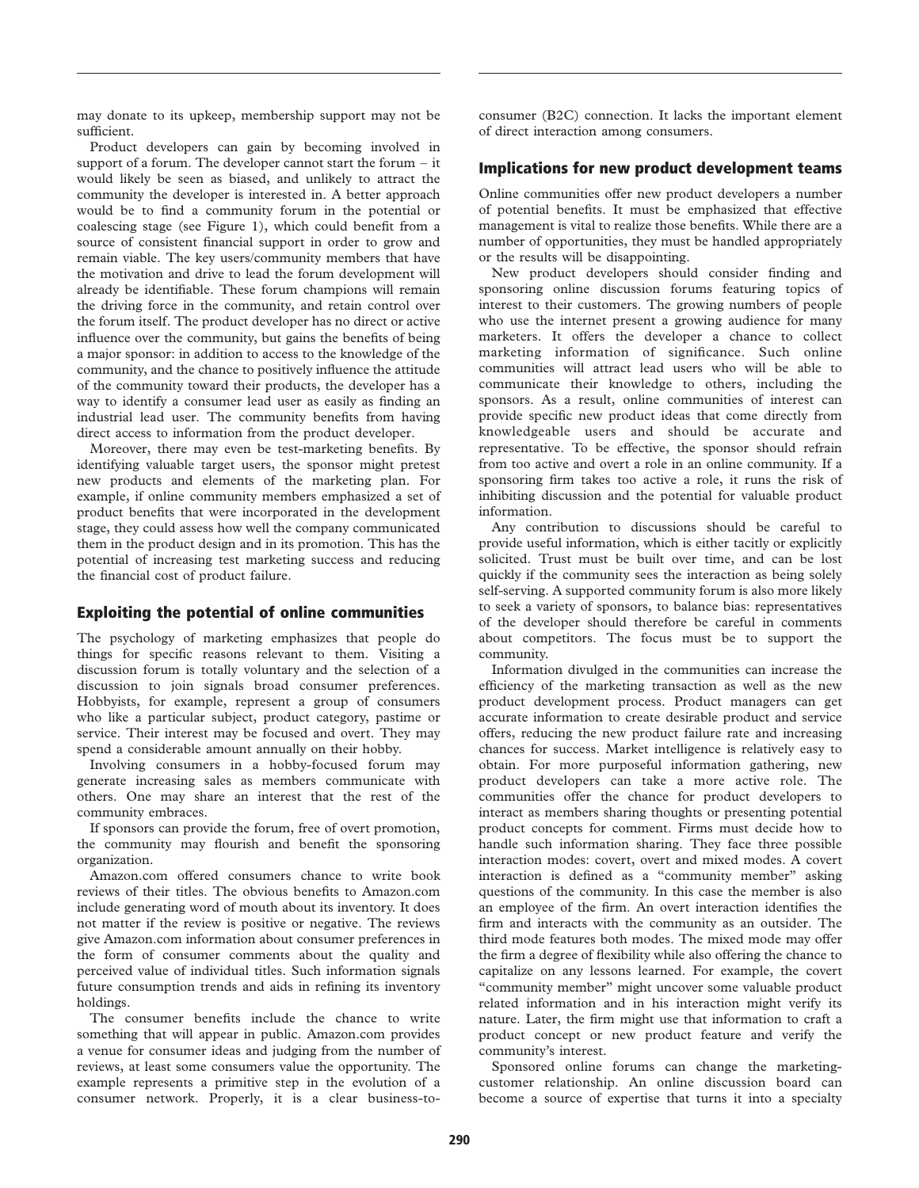may donate to its upkeep, membership support may not be sufficient.

Product developers can gain by becoming involved in support of a forum. The developer cannot start the forum – it would likely be seen as biased, and unlikely to attract the community the developer is interested in. A better approach would be to find a community forum in the potential or coalescing stage (see Figure 1), which could benefit from a source of consistent financial support in order to grow and remain viable. The key users/community members that have the motivation and drive to lead the forum development will already be identifiable. These forum champions will remain the driving force in the community, and retain control over the forum itself. The product developer has no direct or active influence over the community, but gains the benefits of being a major sponsor: in addition to access to the knowledge of the community, and the chance to positively influence the attitude of the community toward their products, the developer has a way to identify a consumer lead user as easily as finding an industrial lead user. The community benefits from having direct access to information from the product developer.

Moreover, there may even be test-marketing benefits. By identifying valuable target users, the sponsor might pretest new products and elements of the marketing plan. For example, if online community members emphasized a set of product benefits that were incorporated in the development stage, they could assess how well the company communicated them in the product design and in its promotion. This has the potential of increasing test marketing success and reducing the financial cost of product failure.

## Exploiting the potential of online communities

The psychology of marketing emphasizes that people do things for specific reasons relevant to them. Visiting a discussion forum is totally voluntary and the selection of a discussion to join signals broad consumer preferences. Hobbyists, for example, represent a group of consumers who like a particular subject, product category, pastime or service. Their interest may be focused and overt. They may spend a considerable amount annually on their hobby.

Involving consumers in a hobby-focused forum may generate increasing sales as members communicate with others. One may share an interest that the rest of the community embraces.

If sponsors can provide the forum, free of overt promotion, the community may flourish and benefit the sponsoring organization.

Amazon.com offered consumers chance to write book reviews of their titles. The obvious benefits to Amazon.com include generating word of mouth about its inventory. It does not matter if the review is positive or negative. The reviews give Amazon.com information about consumer preferences in the form of consumer comments about the quality and perceived value of individual titles. Such information signals future consumption trends and aids in refining its inventory holdings.

The consumer benefits include the chance to write something that will appear in public. Amazon.com provides a venue for consumer ideas and judging from the number of reviews, at least some consumers value the opportunity. The example represents a primitive step in the evolution of a consumer network. Properly, it is a clear business-to-consumer (B2C) connection. It lacks the important element of direct interaction among consumers.

## Implications for new product development teams

Online communities offer new product developers a number of potential benefits. It must be emphasized that effective management is vital to realize those benefits. While there are a number of opportunities, they must be handled appropriately or the results will be disappointing.

New product developers should consider finding and sponsoring online discussion forums featuring topics of interest to their customers. The growing numbers of people who use the internet present a growing audience for many marketers. It offers the developer a chance to collect marketing information of significance. Such online communities will attract lead users who will be able to communicate their knowledge to others, including the sponsors. As a result, online communities of interest can provide specific new product ideas that come directly from knowledgeable users and should be accurate and representative. To be effective, the sponsor should refrain from too active and overt a role in an online community. If a sponsoring firm takes too active a role, it runs the risk of inhibiting discussion and the potential for valuable product information.

Any contribution to discussions should be careful to provide useful information, which is either tacitly or explicitly solicited. Trust must be built over time, and can be lost quickly if the community sees the interaction as being solely self-serving. A supported community forum is also more likely to seek a variety of sponsors, to balance bias: representatives of the developer should therefore be careful in comments about competitors. The focus must be to support the community.

Information divulged in the communities can increase the efficiency of the marketing transaction as well as the new product development process. Product managers can get accurate information to create desirable product and service offers, reducing the new product failure rate and increasing chances for success. Market intelligence is relatively easy to obtain. For more purposeful information gathering, new product developers can take a more active role. The communities offer the chance for product developers to interact as members sharing thoughts or presenting potential product concepts for comment. Firms must decide how to handle such information sharing. They face three possible interaction modes: covert, overt and mixed modes. A covert interaction is defined as a "community member" asking questions of the community. In this case the member is also an employee of the firm. An overt interaction identifies the firm and interacts with the community as an outsider. The third mode features both modes. The mixed mode may offer the firm a degree of flexibility while also offering the chance to capitalize on any lessons learned. For example, the covert "community member" might uncover some valuable product related information and in his interaction might verify its nature. Later, the firm might use that information to craft a product concept or new product feature and verify the community's interest.

Sponsored online forums can change the marketing-customer relationship. An online discussion board can become a source of expertise that turns it into a specialty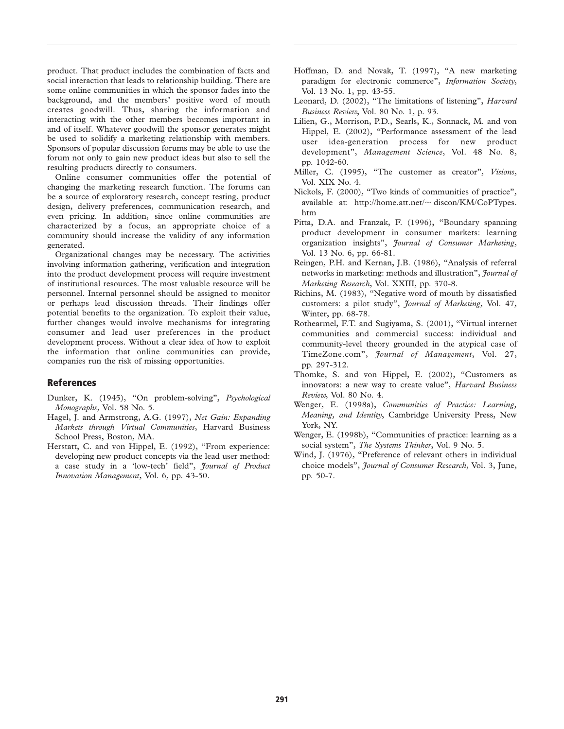product. That product includes the combination of facts and social interaction that leads to relationship building. There are some online communities in which the sponsor fades into the background, and the members' positive word of mouth creates goodwill. Thus, sharing the information and interacting with the other members becomes important in and of itself. Whatever goodwill the sponsor generates might be used to solidify a marketing relationship with members. Sponsors of popular discussion forums may be able to use the forum not only to gain new product ideas but also to sell the resulting products directly to consumers.

Online consumer communities offer the potential of changing the marketing research function. The forums can be a source of exploratory research, concept testing, product design, delivery preferences, communication research, and even pricing. In addition, since online communities are characterized by a focus, an appropriate choice of a community should increase the validity of any information generated.

Organizational changes may be necessary. The activities involving information gathering, verification and integration into the product development process will require investment of institutional resources. The most valuable resource will be personnel. Internal personnel should be assigned to monitor or perhaps lead discussion threads. Their findings offer potential benefits to the organization. To exploit their value, further changes would involve mechanisms for integrating consumer and lead user preferences in the product development process. Without a clear idea of how to exploit the information that online communities can provide, companies run the risk of missing opportunities.

## References

Dunker, K. (1945), "On problem-solving", *Psychological Monographs*, Vol. 58 No. 5.

Hagel, J. and Armstrong, A.G. (1997), *Net Gain: Expanding Markets through Virtual Communities*, Harvard Business School Press, Boston, MA.

Herstatt, C. and von Hippel, E. (1992), "From experience: developing new product concepts via the lead user method: a case study in a 'low-tech' field", *Journal of Product Innovation Management*, Vol. 6, pp. 43-50.

Hoffman, D. and Novak, T. (1997), "A new marketing paradigm for electronic commerce", *Information Society*, Vol. 13 No. 1, pp. 43-55.

Leonard, D. (2002), "The limitations of listening", *Harvard Business Review*, Vol. 80 No. 1, p. 93.

Lilien, G., Morrison, P.D., Searls, K., Sonnack, M. and von Hippel, E. (2002), "Performance assessment of the lead user idea-generation process for new product development", *Management Science*, Vol. 48 No. 8, pp. 1042-60.

Miller, C. (1995), "The customer as creator", *Visions*, Vol. XIX No. 4.

Nickols, F. (2000), "Two kinds of communities of practice", available at: http://home.att.net/~ discon/KM/CoPTypes.htm

Pitta, D.A. and Franzak, F. (1996), "Boundary spanning product development in consumer markets: learning organization insights", *Journal of Consumer Marketing*, Vol. 13 No. 6, pp. 66-81.

Reingen, P.H. and Kernan, J.B. (1986), "Analysis of referral networks in marketing: methods and illustration", *Journal of Marketing Research*, Vol. XXIII, pp. 370-8.

Richins, M. (1983), "Negative word of mouth by dissatisfied customers: a pilot study", *Journal of Marketing*, Vol. 47, Winter, pp. 68-78.

Rothearmel, F.T. and Sugiyama, S. (2001), "Virtual internet communities and commercial success: individual and community-level theory grounded in the atypical case of TimeZone.com", *Journal of Management*, Vol. 27, pp. 297-312.

Thomke, S. and von Hippel, E. (2002), "Customers as innovators: a new way to create value", *Harvard Business Review*, Vol. 80 No. 4.

Wenger, E. (1998a), *Communities of Practice: Learning, Meaning, and Identity*, Cambridge University Press, New York, NY.

Wenger, E. (1998b), "Communities of practice: learning as a social system", *The Systems Thinker*, Vol. 9 No. 5.

Wind, J. (1976), "Preference of relevant others in individual choice models", *Journal of Consumer Research*, Vol. 3, June, pp. 50-7.